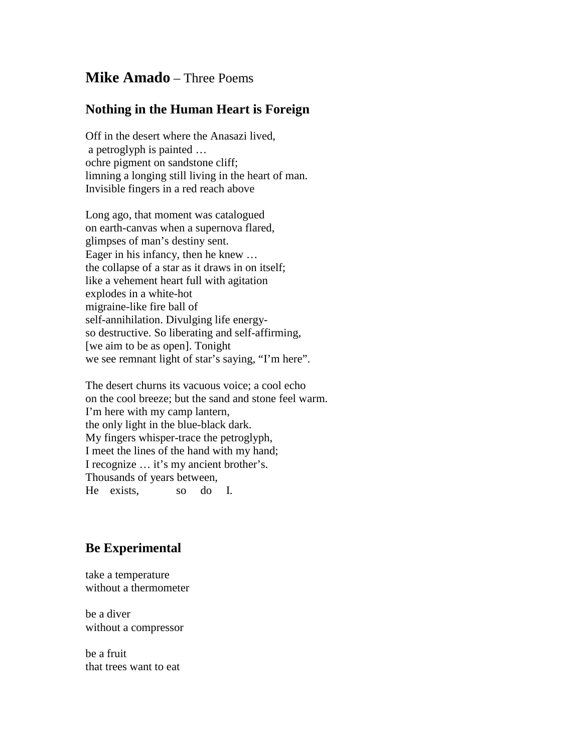# **Mike Amado** – Three Poems

## Nothing in the Human Heart is Foreign

Off in the desert where the Anasazi lived,  
 a petroglyph is painted …  
ochre pigment on sandstone cliff;  
limning a longing still living in the heart of man.  
Invisible fingers in a red reach above

Long ago, that moment was catalogued  
on earth-canvas when a supernova flared,  
glimpses of man's destiny sent.  
Eager in his infancy, then he knew …  
the collapse of a star as it draws in on itself;  
like a vehement heart full with agitation  
explodes in a white-hot  
migraine-like fire ball of  
self-annihilation. Divulging life energy-  
so destructive. So liberating and self-affirming,  
[we aim to be as open]. Tonight  
we see remnant light of star's saying, "I'm here".

The desert churns its vacuous voice; a cool echo  
on the cool breeze; but the sand and stone feel warm.  
I'm here with my camp lantern,  
the only light in the blue-black dark.  
My fingers whisper-trace the petroglyph,  
I meet the lines of the hand with my hand;  
I recognize … it's my ancient brother's.  
Thousands of years between,  
He exists, so do I.

## Be Experimental

take a temperature  
without a thermometer

be a diver  
without a compressor

be a fruit  
that trees want to eat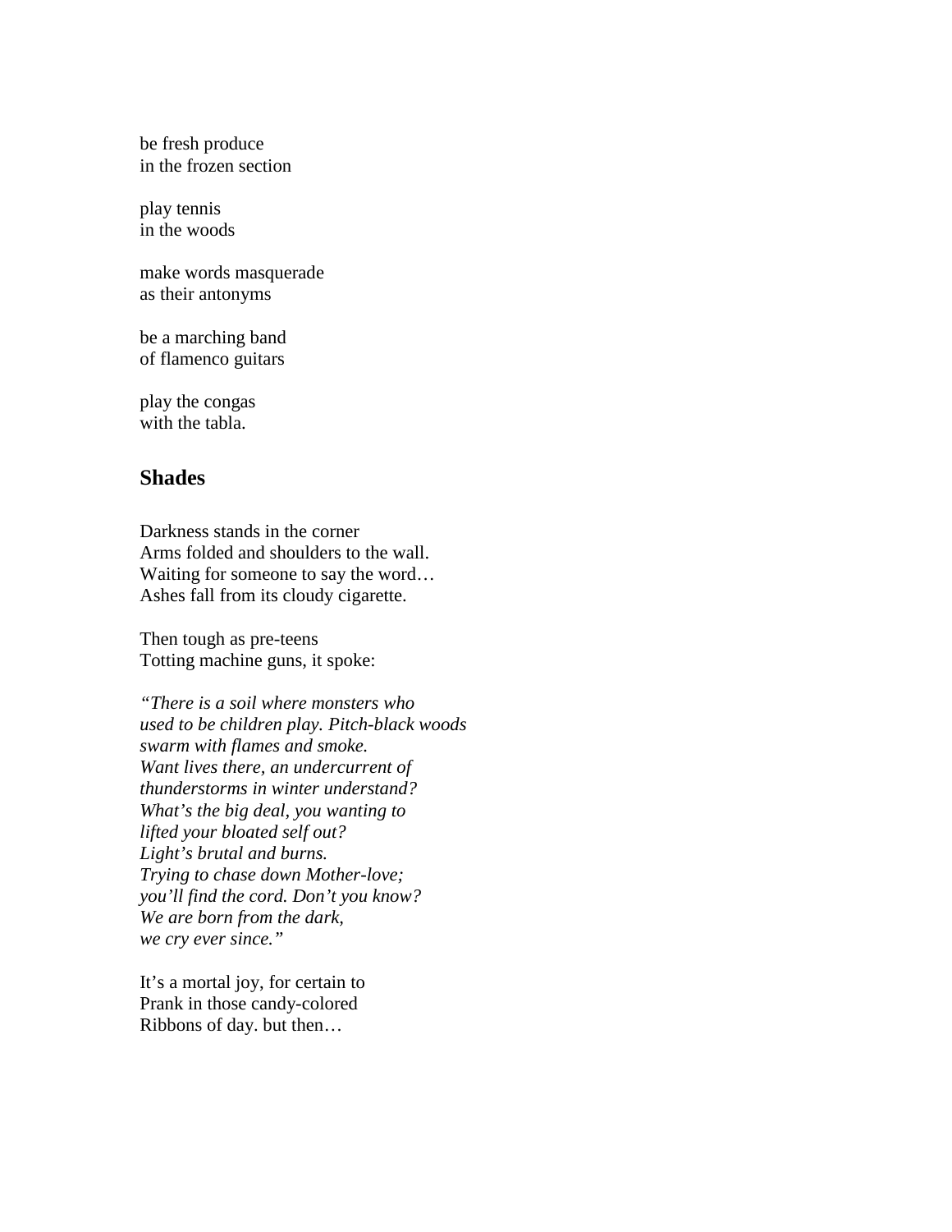be fresh produce
in the frozen section

play tennis
in the woods

make words masquerade
as their antonyms

be a marching band
of flamenco guitars

play the congas
with the tabla.

## Shades

Darkness stands in the corner
Arms folded and shoulders to the wall.
Waiting for someone to say the word…
Ashes fall from its cloudy cigarette.

Then tough as pre-teens
Totting machine guns, it spoke:

*"There is a soil where monsters who*
*used to be children play. Pitch-black woods*
*swarm with flames and smoke.*
*Want lives there, an undercurrent of*
*thunderstorms in winter understand?*
*What's the big deal, you wanting to*
*lifted your bloated self out?*
*Light's brutal and burns.*
*Trying to chase down Mother-love;*
*you'll find the cord. Don't you know?*
*We are born from the dark,*
*we cry ever since."*

It's a mortal joy, for certain to
Prank in those candy-colored
Ribbons of day. but then…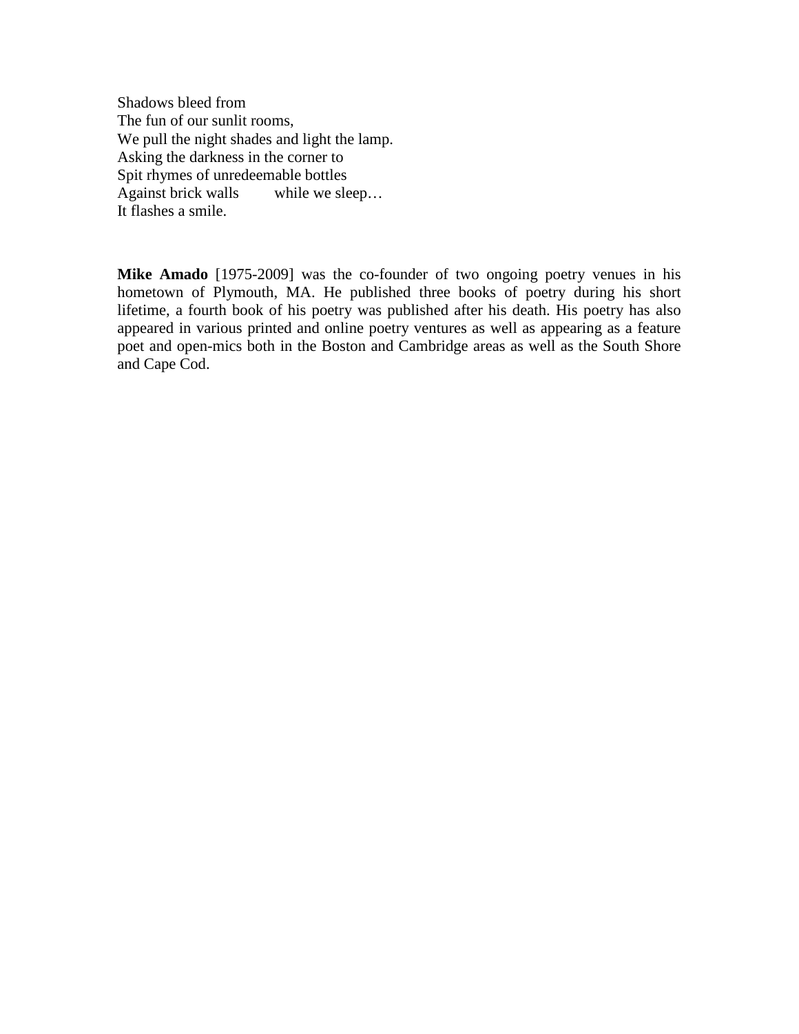Shadows bleed from  
The fun of our sunlit rooms,  
We pull the night shades and light the lamp.  
Asking the darkness in the corner to  
Spit rhymes of unredeemable bottles  
Against brick walls        while we sleep…  
It flashes a smile.

**Mike Amado** [1975-2009] was the co-founder of two ongoing poetry venues in his hometown of Plymouth, MA. He published three books of poetry during his short lifetime, a fourth book of his poetry was published after his death. His poetry has also appeared in various printed and online poetry ventures as well as appearing as a feature poet and open-mics both in the Boston and Cambridge areas as well as the South Shore and Cape Cod.